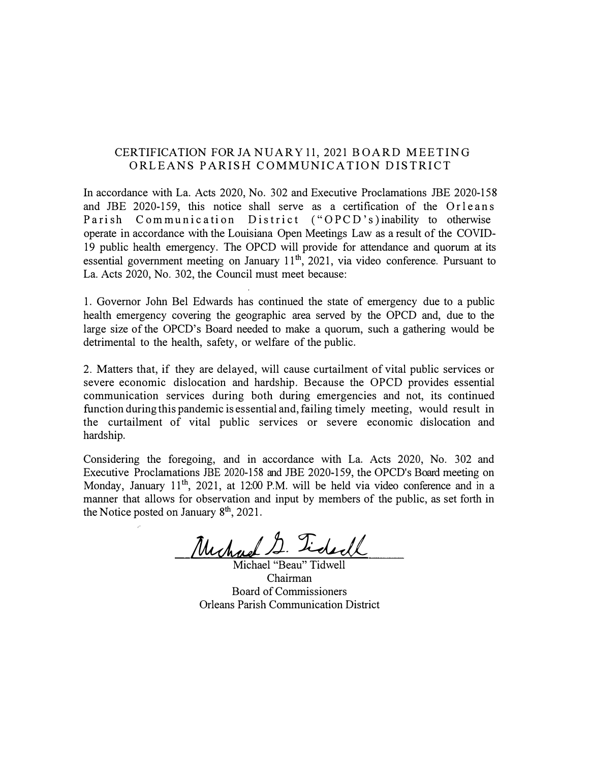# CERTIFICATION FOR JANUARY 11, 2021 BOARD MEETING ORLEANS PARISH COMMUNICATION DISTRICT

In accordance with La. Acts 2020, No. 302 and Executive Proclamations JBE 2020-158 and JBE 2020-159, this notice shall serve as a certification of the Orleans Parish Communication District ("OPCD's) inability to otherwise operate in accordance with the Louisiana Open Meetings Law as a result of the COVID-19 public health emergency. The OPCD will provide for attendance and quorum at its essential government meeting on January 11th, 2021, via video conference. Pursuant to La. Acts 2020, No. 302, the Council must meet because:

1. Governor John Bel Edwards has continued the state of emergency due to a public health emergency covering the geographic area served by the OPCD and, due to the large size of the OPCD's Board needed to make a quorum, such a gathering would be detrimental to the health, safety, or welfare of the public.

2. Matters that, if they are delayed, will cause curtailment of vital public services or severe economic dislocation and hardship. Because the OPCD provides essential communication services during both during emergencies and not, its continued function during this pandemic is essential and, failing timely meeting, would result in the curtailment of vital public services or severe economic dislocation and hardship.

Considering the foregoing, and in accordance with La. Acts 2020, No. 302 and Executive Proclamations JBE 2020-158 and JBE 2020-159, the OPCD's Board meeting on Monday, January 11th, 2021, at 12:00 P.M. will be held via video conference and in a manner that allows for observation and input by members of the public, as set forth in the Notice posted on January 8th, 2021.

Michael D. Tidwell

Michael "Beau" Tidwell
Chairman
Board of Commissioners
Orleans Parish Communication District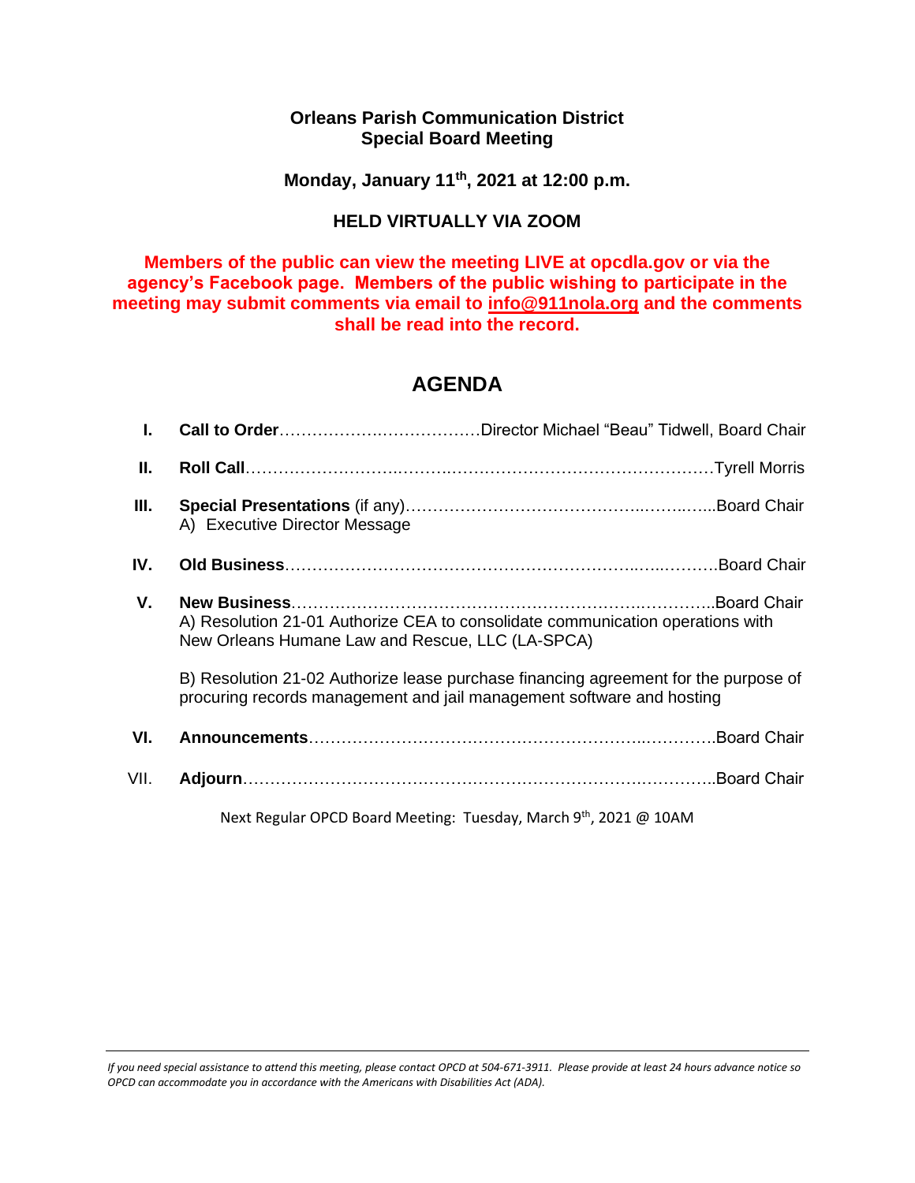**Orleans Parish Communication District**
**Special Board Meeting**

**Monday, January 11th, 2021 at 12:00 p.m.**

**HELD VIRTUALLY VIA ZOOM**

**Members of the public can view the meeting LIVE at opcdla.gov or via the agency's Facebook page. Members of the public wishing to participate in the meeting may submit comments via email to info@911nola.org and the comments shall be read into the record.**

# AGENDA

I. **Call to Order**……………………………………Director Michael "Beau" Tidwell, Board Chair

II. **Roll Call**……………………………………………………………………………………Tyrell Morris

III. **Special Presentations** (if any)…………………………………………………………Board Chair
   A) Executive Director Message

IV. **Old Business**…………………………………………………………………………Board Chair

V. **New Business**………………………………………………………………………Board Chair
   A) Resolution 21-01 Authorize CEA to consolidate communication operations with New Orleans Humane Law and Rescue, LLC (LA-SPCA)

   B) Resolution 21-02 Authorize lease purchase financing agreement for the purpose of procuring records management and jail management software and hosting

VI. **Announcements**……………………………………………………………………Board Chair

VII. **Adjourn**……………………………………………………………………………Board Chair

Next Regular OPCD Board Meeting: Tuesday, March 9th, 2021 @ 10AM

---

*If you need special assistance to attend this meeting, please contact OPCD at 504-671-3911. Please provide at least 24 hours advance notice so OPCD can accommodate you in accordance with the Americans with Disabilities Act (ADA).*